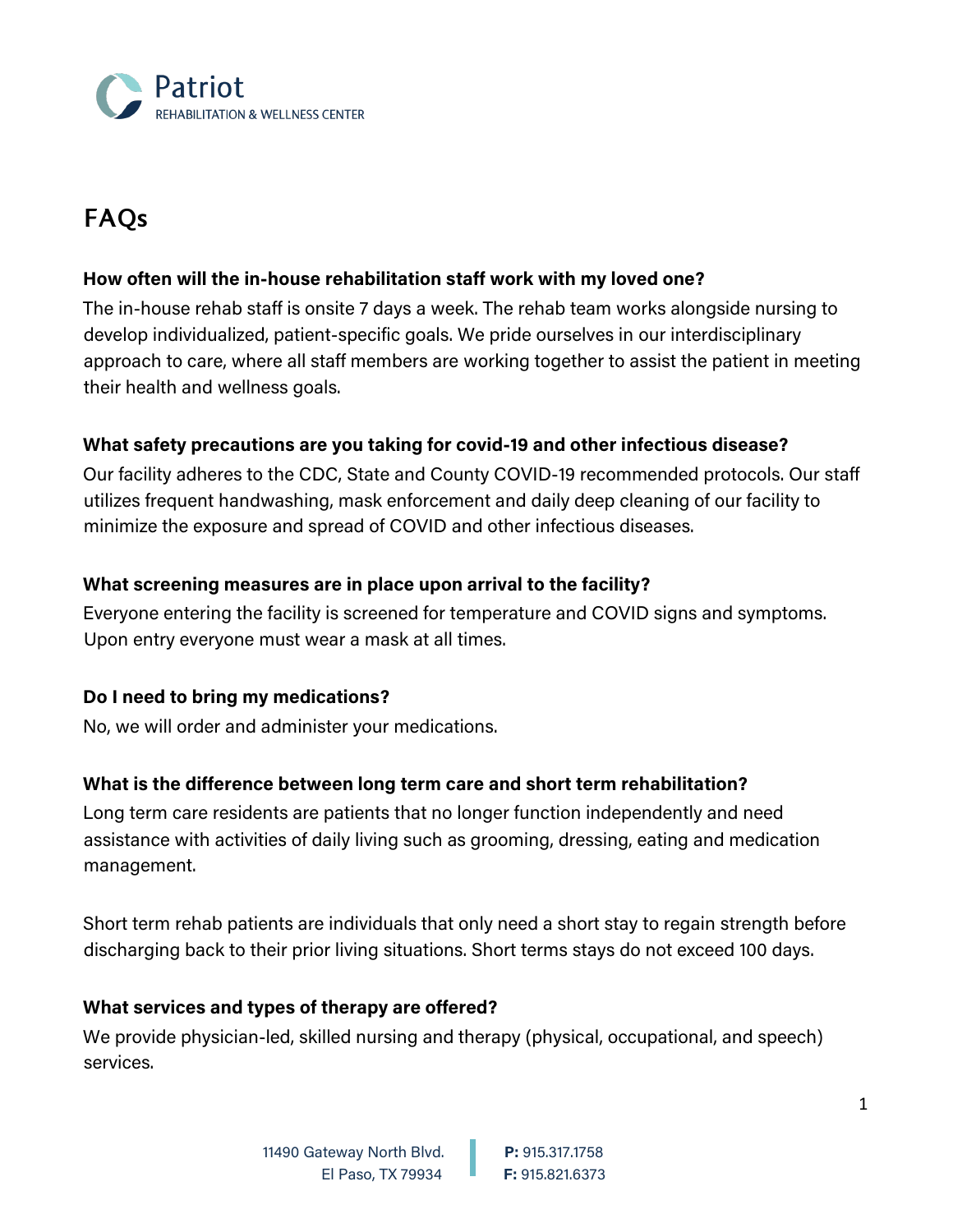Patriot
REHABILITATION & WELLNESS CENTER

# FAQs

**How often will the in-house rehabilitation staff work with my loved one?**

The in-house rehab staff is onsite 7 days a week. The rehab team works alongside nursing to develop individualized, patient-specific goals. We pride ourselves in our interdisciplinary approach to care, where all staff members are working together to assist the patient in meeting their health and wellness goals.

**What safety precautions are you taking for covid-19 and other infectious disease?**

Our facility adheres to the CDC, State and County COVID-19 recommended protocols. Our staff utilizes frequent handwashing, mask enforcement and daily deep cleaning of our facility to minimize the exposure and spread of COVID and other infectious diseases.

**What screening measures are in place upon arrival to the facility?**

Everyone entering the facility is screened for temperature and COVID signs and symptoms. Upon entry everyone must wear a mask at all times.

**Do I need to bring my medications?**

No, we will order and administer your medications.

**What is the difference between long term care and short term rehabilitation?**

Long term care residents are patients that no longer function independently and need assistance with activities of daily living such as grooming, dressing, eating and medication management.

Short term rehab patients are individuals that only need a short stay to regain strength before discharging back to their prior living situations. Short terms stays do not exceed 100 days.

**What services and types of therapy are offered?**

We provide physician-led, skilled nursing and therapy (physical, occupational, and speech) services.

11490 Gateway North Blvd.
El Paso, TX 79934

**P:** 915.317.1758
**F:** 915.821.6373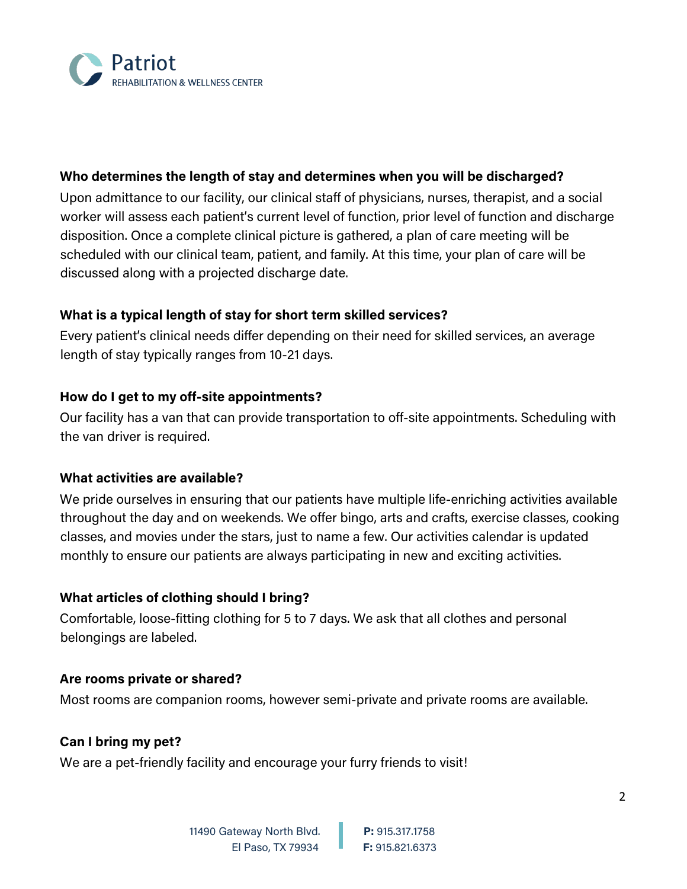**Who determines the length of stay and determines when you will be discharged?**

Upon admittance to our facility, our clinical staff of physicians, nurses, therapist, and a social worker will assess each patient's current level of function, prior level of function and discharge disposition. Once a complete clinical picture is gathered, a plan of care meeting will be scheduled with our clinical team, patient, and family. At this time, your plan of care will be discussed along with a projected discharge date.

**What is a typical length of stay for short term skilled services?**

Every patient's clinical needs differ depending on their need for skilled services, an average length of stay typically ranges from 10-21 days.

**How do I get to my off-site appointments?**

Our facility has a van that can provide transportation to off-site appointments. Scheduling with the van driver is required.

**What activities are available?**

We pride ourselves in ensuring that our patients have multiple life-enriching activities available throughout the day and on weekends. We offer bingo, arts and crafts, exercise classes, cooking classes, and movies under the stars, just to name a few. Our activities calendar is updated monthly to ensure our patients are always participating in new and exciting activities.

**What articles of clothing should I bring?**

Comfortable, loose-fitting clothing for 5 to 7 days. We ask that all clothes and personal belongings are labeled.

**Are rooms private or shared?**

Most rooms are companion rooms, however semi-private and private rooms are available.

**Can I bring my pet?**

We are a pet-friendly facility and encourage your furry friends to visit!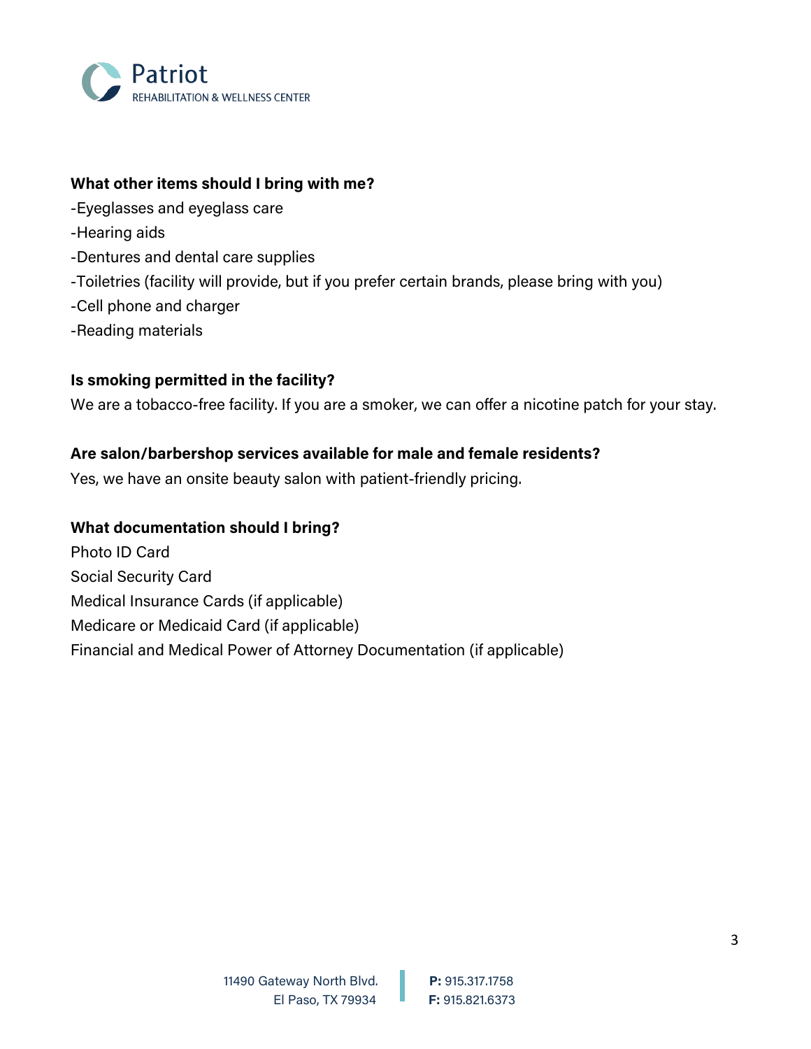**What other items should I bring with me?**

-Eyeglasses and eyeglass care

-Hearing aids

-Dentures and dental care supplies

-Toiletries (facility will provide, but if you prefer certain brands, please bring with you)

-Cell phone and charger

-Reading materials

**Is smoking permitted in the facility?**

We are a tobacco-free facility. If you are a smoker, we can offer a nicotine patch for your stay.

**Are salon/barbershop services available for male and female residents?**

Yes, we have an onsite beauty salon with patient-friendly pricing.

**What documentation should I bring?**

Photo ID Card

Social Security Card

Medical Insurance Cards (if applicable)

Medicare or Medicaid Card (if applicable)

Financial and Medical Power of Attorney Documentation (if applicable)